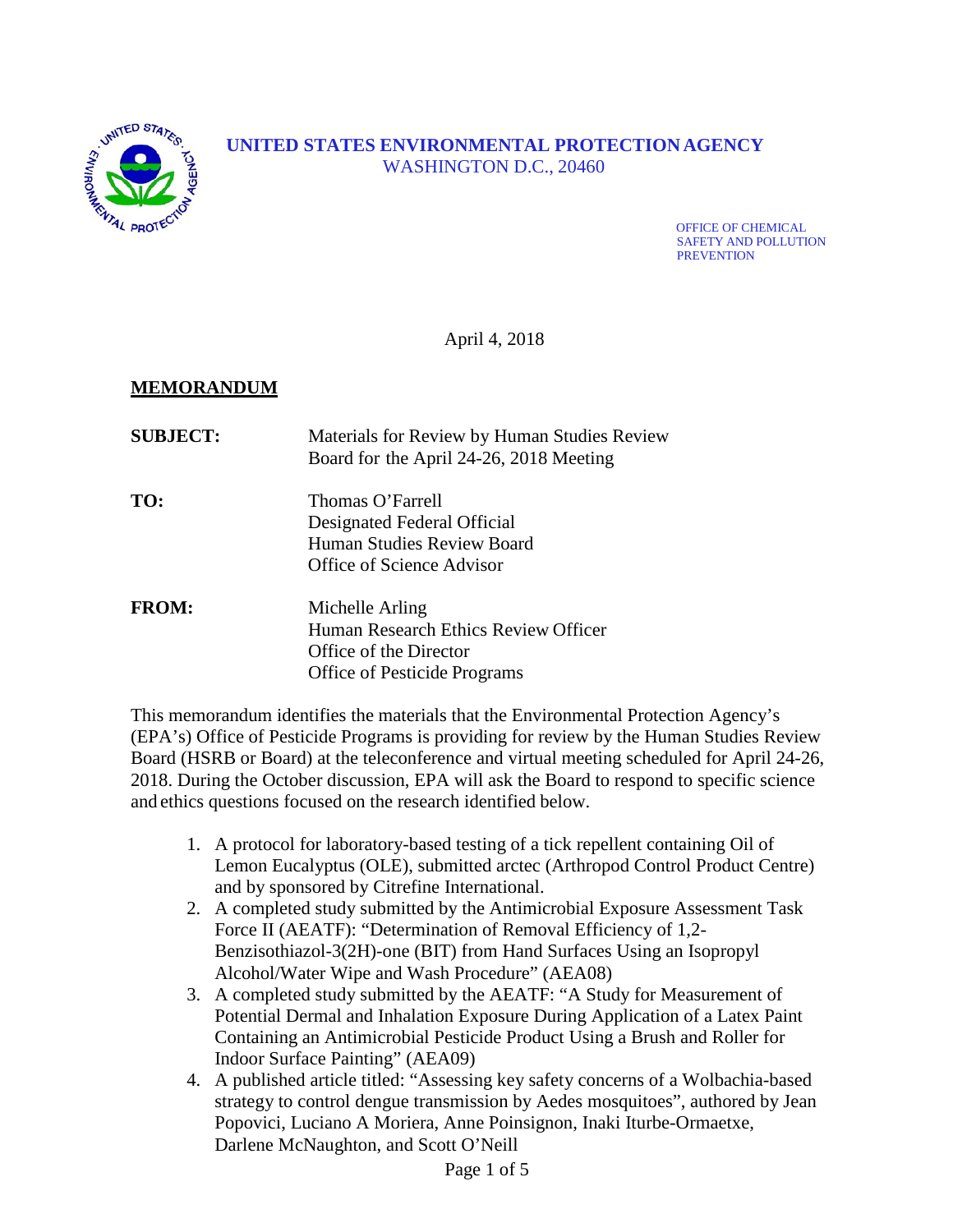**UNITED STATES ENVIRONMENTAL PROTECTION AGENCY**
WASHINGTON D.C., 20460

OFFICE OF CHEMICAL SAFETY AND POLLUTION PREVENTION

April 4, 2018

**MEMORANDUM**

**SUBJECT:** Materials for Review by Human Studies Review Board for the April 24-26, 2018 Meeting

**TO:** Thomas O'Farrell
Designated Federal Official
Human Studies Review Board
Office of Science Advisor

**FROM:** Michelle Arling
Human Research Ethics Review Officer
Office of the Director
Office of Pesticide Programs

This memorandum identifies the materials that the Environmental Protection Agency's (EPA's) Office of Pesticide Programs is providing for review by the Human Studies Review Board (HSRB or Board) at the teleconference and virtual meeting scheduled for April 24-26, 2018. During the October discussion, EPA will ask the Board to respond to specific science and ethics questions focused on the research identified below.

1. A protocol for laboratory-based testing of a tick repellent containing Oil of Lemon Eucalyptus (OLE), submitted arctec (Arthropod Control Product Centre) and by sponsored by Citrefine International.
2. A completed study submitted by the Antimicrobial Exposure Assessment Task Force II (AEATF): "Determination of Removal Efficiency of 1,2-Benzisothiazol-3(2H)-one (BIT) from Hand Surfaces Using an Isopropyl Alcohol/Water Wipe and Wash Procedure" (AEA08)
3. A completed study submitted by the AEATF: "A Study for Measurement of Potential Dermal and Inhalation Exposure During Application of a Latex Paint Containing an Antimicrobial Pesticide Product Using a Brush and Roller for Indoor Surface Painting" (AEA09)
4. A published article titled: "Assessing key safety concerns of a Wolbachia-based strategy to control dengue transmission by Aedes mosquitoes", authored by Jean Popovici, Luciano A Moriera, Anne Poinsignon, Inaki Iturbe-Ormaetxe, Darlene McNaughton, and Scott O'Neill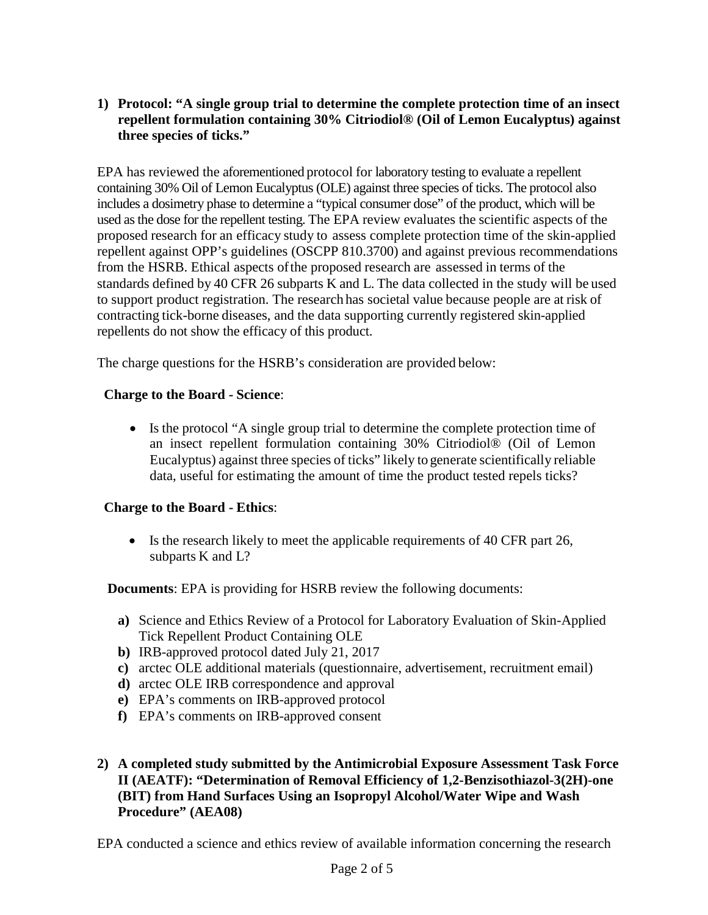**1) Protocol: "A single group trial to determine the complete protection time of an insect repellent formulation containing 30% Citriodiol® (Oil of Lemon Eucalyptus) against three species of ticks."**

EPA has reviewed the aforementioned protocol for laboratory testing to evaluate a repellent containing 30% Oil of Lemon Eucalyptus (OLE) against three species of ticks. The protocol also includes a dosimetry phase to determine a "typical consumer dose" of the product, which will be used as the dose for the repellent testing. The EPA review evaluates the scientific aspects of the proposed research for an efficacy study to assess complete protection time of the skin-applied repellent against OPP's guidelines (OSCPP 810.3700) and against previous recommendations from the HSRB. Ethical aspects of the proposed research are assessed in terms of the standards defined by 40 CFR 26 subparts K and L. The data collected in the study will be used to support product registration. The research has societal value because people are at risk of contracting tick-borne diseases, and the data supporting currently registered skin-applied repellents do not show the efficacy of this product.

The charge questions for the HSRB's consideration are provided below:

**Charge to the Board - Science**:

- Is the protocol "A single group trial to determine the complete protection time of an insect repellent formulation containing 30% Citriodiol® (Oil of Lemon Eucalyptus) against three species of ticks" likely to generate scientifically reliable data, useful for estimating the amount of time the product tested repels ticks?

**Charge to the Board - Ethics**:

- Is the research likely to meet the applicable requirements of 40 CFR part 26, subparts K and L?

**Documents**: EPA is providing for HSRB review the following documents:

- **a)** Science and Ethics Review of a Protocol for Laboratory Evaluation of Skin-Applied Tick Repellent Product Containing OLE
- **b)** IRB-approved protocol dated July 21, 2017
- **c)** arctec OLE additional materials (questionnaire, advertisement, recruitment email)
- **d)** arctec OLE IRB correspondence and approval
- **e)** EPA's comments on IRB-approved protocol
- **f)** EPA's comments on IRB-approved consent

**2) A completed study submitted by the Antimicrobial Exposure Assessment Task Force II (AEATF): "Determination of Removal Efficiency of 1,2-Benzisothiazol-3(2H)-one (BIT) from Hand Surfaces Using an Isopropyl Alcohol/Water Wipe and Wash Procedure" (AEA08)**

EPA conducted a science and ethics review of available information concerning the research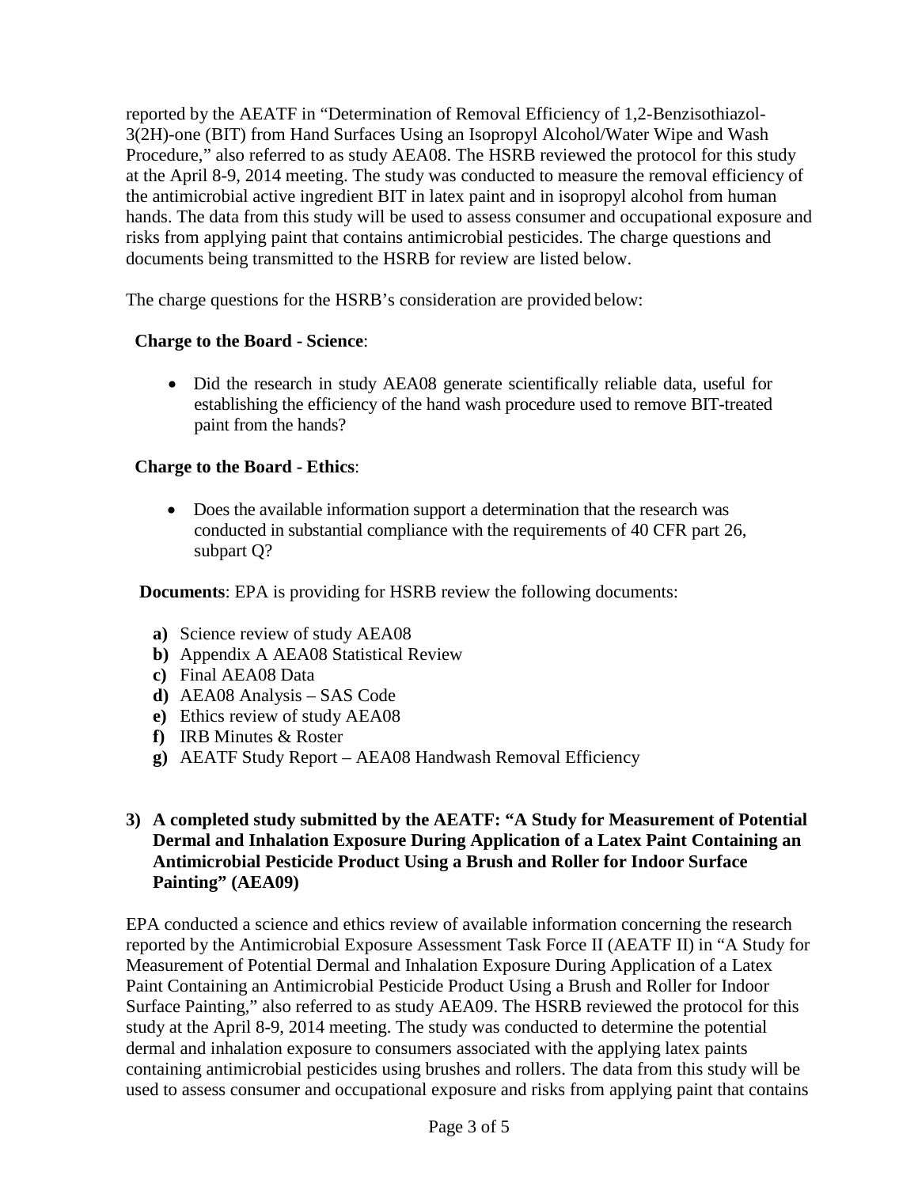reported by the AEATF in "Determination of Removal Efficiency of 1,2-Benzisothiazol-3(2H)-one (BIT) from Hand Surfaces Using an Isopropyl Alcohol/Water Wipe and Wash Procedure," also referred to as study AEA08. The HSRB reviewed the protocol for this study at the April 8-9, 2014 meeting. The study was conducted to measure the removal efficiency of the antimicrobial active ingredient BIT in latex paint and in isopropyl alcohol from human hands. The data from this study will be used to assess consumer and occupational exposure and risks from applying paint that contains antimicrobial pesticides. The charge questions and documents being transmitted to the HSRB for review are listed below.

The charge questions for the HSRB's consideration are provided below:

**Charge to the Board - Science**:

- Did the research in study AEA08 generate scientifically reliable data, useful for establishing the efficiency of the hand wash procedure used to remove BIT-treated paint from the hands?

**Charge to the Board - Ethics**:

- Does the available information support a determination that the research was conducted in substantial compliance with the requirements of 40 CFR part 26, subpart Q?

**Documents**: EPA is providing for HSRB review the following documents:

**a)** Science review of study AEA08
**b)** Appendix A AEA08 Statistical Review
**c)** Final AEA08 Data
**d)** AEA08 Analysis – SAS Code
**e)** Ethics review of study AEA08
**f)** IRB Minutes & Roster
**g)** AEATF Study Report – AEA08 Handwash Removal Efficiency

**3) A completed study submitted by the AEATF: "A Study for Measurement of Potential Dermal and Inhalation Exposure During Application of a Latex Paint Containing an Antimicrobial Pesticide Product Using a Brush and Roller for Indoor Surface Painting" (AEA09)**

EPA conducted a science and ethics review of available information concerning the research reported by the Antimicrobial Exposure Assessment Task Force II (AEATF II) in "A Study for Measurement of Potential Dermal and Inhalation Exposure During Application of a Latex Paint Containing an Antimicrobial Pesticide Product Using a Brush and Roller for Indoor Surface Painting," also referred to as study AEA09. The HSRB reviewed the protocol for this study at the April 8-9, 2014 meeting. The study was conducted to determine the potential dermal and inhalation exposure to consumers associated with the applying latex paints containing antimicrobial pesticides using brushes and rollers. The data from this study will be used to assess consumer and occupational exposure and risks from applying paint that contains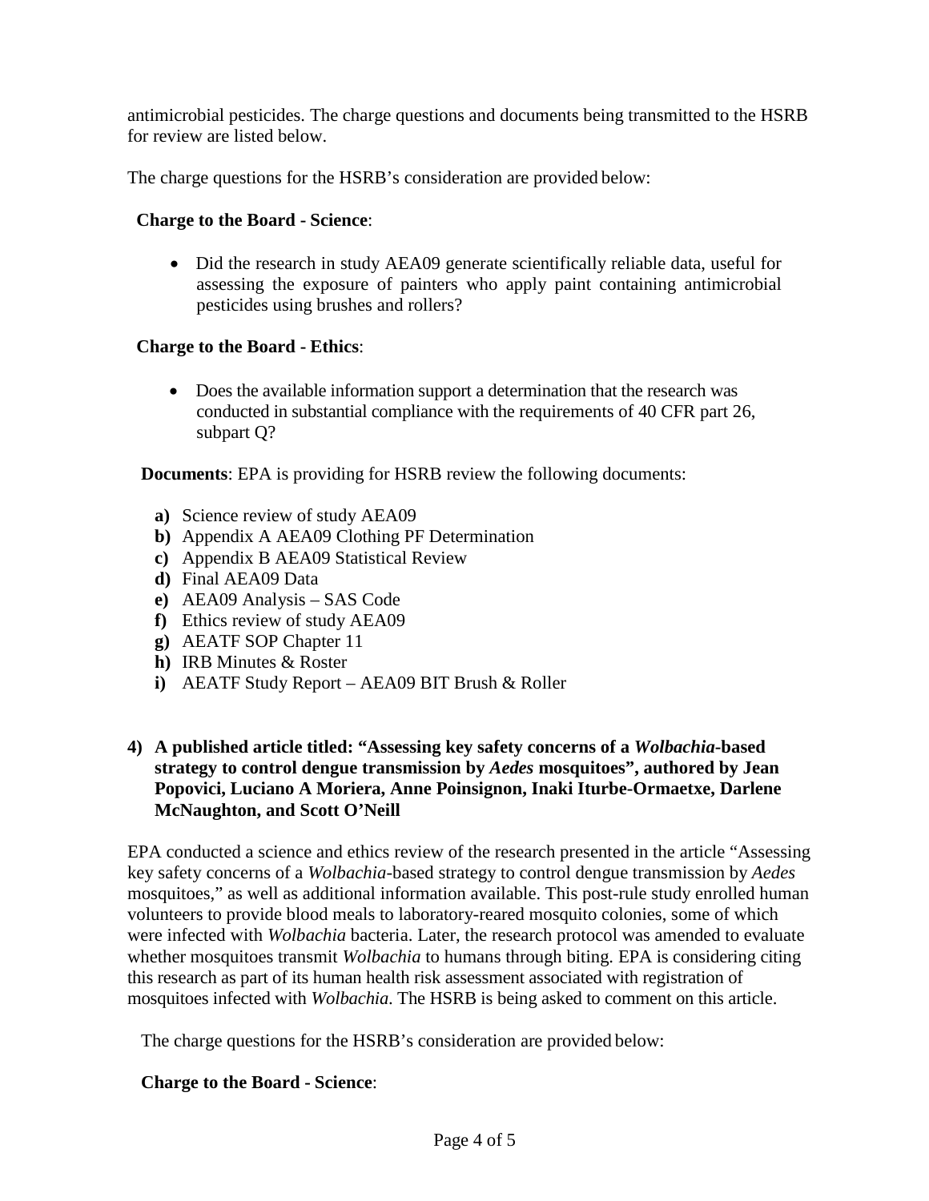antimicrobial pesticides. The charge questions and documents being transmitted to the HSRB for review are listed below.

The charge questions for the HSRB's consideration are provided below:

**Charge to the Board - Science**:

- Did the research in study AEA09 generate scientifically reliable data, useful for assessing the exposure of painters who apply paint containing antimicrobial pesticides using brushes and rollers?

**Charge to the Board - Ethics**:

- Does the available information support a determination that the research was conducted in substantial compliance with the requirements of 40 CFR part 26, subpart Q?

**Documents**: EPA is providing for HSRB review the following documents:

**a)** Science review of study AEA09
**b)** Appendix A AEA09 Clothing PF Determination
**c)** Appendix B AEA09 Statistical Review
**d)** Final AEA09 Data
**e)** AEA09 Analysis – SAS Code
**f)** Ethics review of study AEA09
**g)** AEATF SOP Chapter 11
**h)** IRB Minutes & Roster
**i)** AEATF Study Report – AEA09 BIT Brush & Roller

**4) A published article titled: "Assessing key safety concerns of a *Wolbachia*-based strategy to control dengue transmission by *Aedes* mosquitoes", authored by Jean Popovici, Luciano A Moriera, Anne Poinsignon, Inaki Iturbe-Ormaetxe, Darlene McNaughton, and Scott O'Neill**

EPA conducted a science and ethics review of the research presented in the article "Assessing key safety concerns of a *Wolbachia*-based strategy to control dengue transmission by *Aedes* mosquitoes," as well as additional information available. This post-rule study enrolled human volunteers to provide blood meals to laboratory-reared mosquito colonies, some of which were infected with *Wolbachia* bacteria. Later, the research protocol was amended to evaluate whether mosquitoes transmit *Wolbachia* to humans through biting. EPA is considering citing this research as part of its human health risk assessment associated with registration of mosquitoes infected with *Wolbachia*. The HSRB is being asked to comment on this article.

The charge questions for the HSRB's consideration are provided below:

**Charge to the Board - Science**: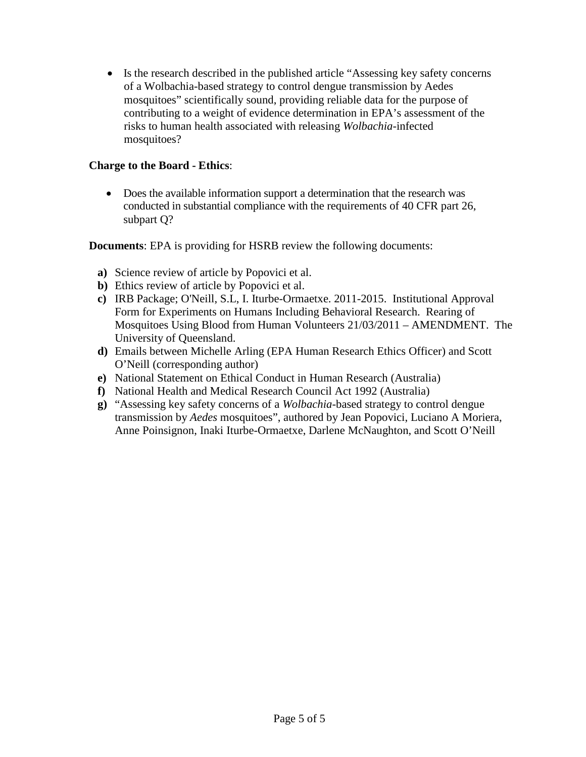- Is the research described in the published article "Assessing key safety concerns of a Wolbachia-based strategy to control dengue transmission by Aedes mosquitoes" scientifically sound, providing reliable data for the purpose of contributing to a weight of evidence determination in EPA's assessment of the risks to human health associated with releasing *Wolbachia*-infected mosquitoes?

**Charge to the Board - Ethics**:

- Does the available information support a determination that the research was conducted in substantial compliance with the requirements of 40 CFR part 26, subpart Q?

**Documents**: EPA is providing for HSRB review the following documents:

**a)** Science review of article by Popovici et al.
**b)** Ethics review of article by Popovici et al.
**c)** IRB Package; O'Neill, S.L, I. Iturbe-Ormaetxe. 2011-2015. Institutional Approval Form for Experiments on Humans Including Behavioral Research. Rearing of Mosquitoes Using Blood from Human Volunteers 21/03/2011 – AMENDMENT. The University of Queensland.
**d)** Emails between Michelle Arling (EPA Human Research Ethics Officer) and Scott O'Neill (corresponding author)
**e)** National Statement on Ethical Conduct in Human Research (Australia)
**f)** National Health and Medical Research Council Act 1992 (Australia)
**g)** "Assessing key safety concerns of a *Wolbachia*-based strategy to control dengue transmission by *Aedes* mosquitoes", authored by Jean Popovici, Luciano A Moriera, Anne Poinsignon, Inaki Iturbe-Ormaetxe, Darlene McNaughton, and Scott O'Neill